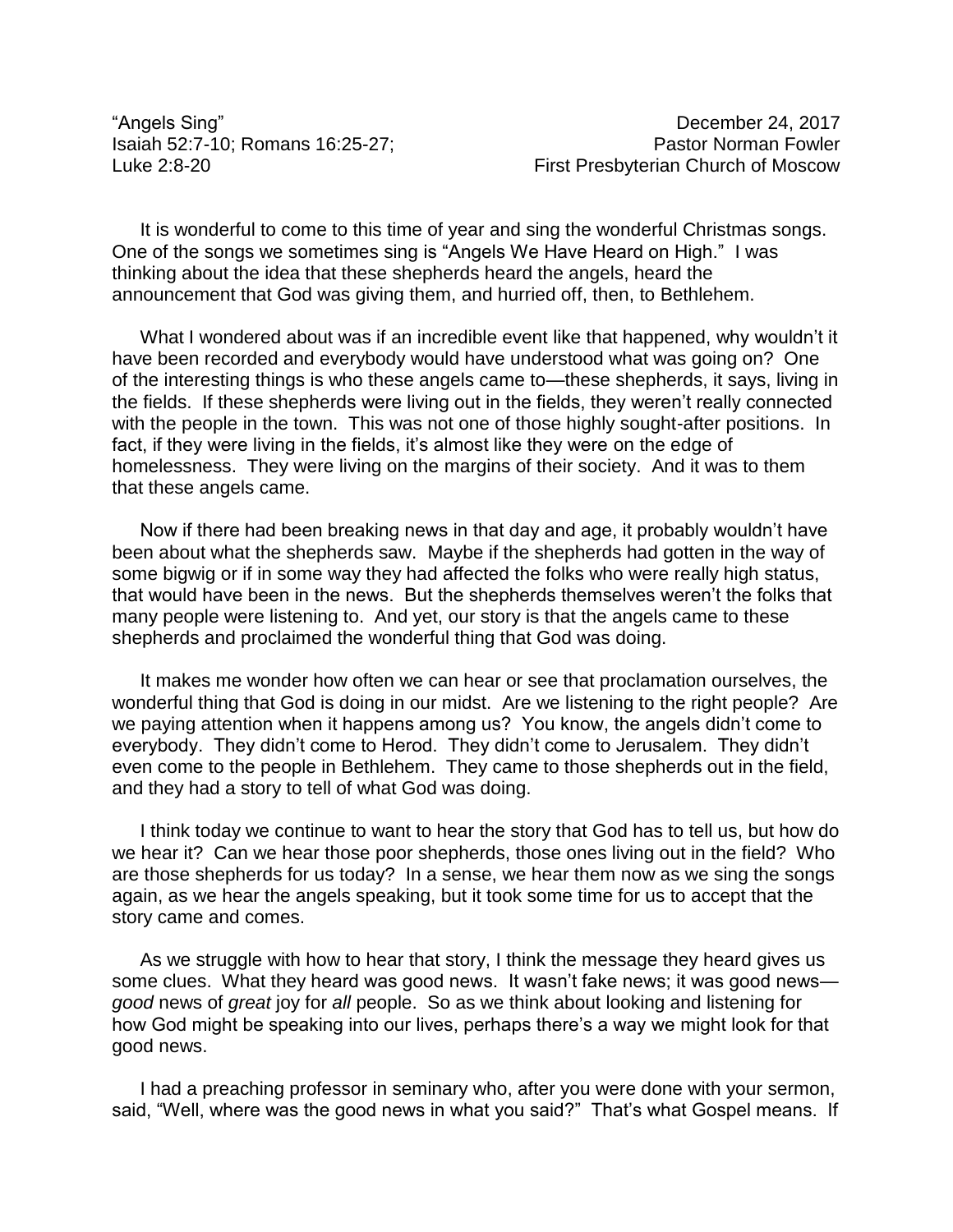“Angels Sing” December 24, 2017
Isaiah 52:7-10; Romans 16:25-27; Pastor Norman Fowler
Luke 2:8-20 First Presbyterian Church of Moscow

It is wonderful to come to this time of year and sing the wonderful Christmas songs. One of the songs we sometimes sing is “Angels We Have Heard on High.” I was thinking about the idea that these shepherds heard the angels, heard the announcement that God was giving them, and hurried off, then, to Bethlehem.

What I wondered about was if an incredible event like that happened, why wouldn’t it have been recorded and everybody would have understood what was going on? One of the interesting things is who these angels came to—these shepherds, it says, living in the fields. If these shepherds were living out in the fields, they weren’t really connected with the people in the town. This was not one of those highly sought-after positions. In fact, if they were living in the fields, it’s almost like they were on the edge of homelessness. They were living on the margins of their society. And it was to them that these angels came.

Now if there had been breaking news in that day and age, it probably wouldn’t have been about what the shepherds saw. Maybe if the shepherds had gotten in the way of some bigwig or if in some way they had affected the folks who were really high status, that would have been in the news. But the shepherds themselves weren’t the folks that many people were listening to. And yet, our story is that the angels came to these shepherds and proclaimed the wonderful thing that God was doing.

It makes me wonder how often we can hear or see that proclamation ourselves, the wonderful thing that God is doing in our midst. Are we listening to the right people? Are we paying attention when it happens among us? You know, the angels didn’t come to everybody. They didn’t come to Herod. They didn’t come to Jerusalem. They didn’t even come to the people in Bethlehem. They came to those shepherds out in the field, and they had a story to tell of what God was doing.

I think today we continue to want to hear the story that God has to tell us, but how do we hear it? Can we hear those poor shepherds, those ones living out in the field? Who are those shepherds for us today? In a sense, we hear them now as we sing the songs again, as we hear the angels speaking, but it took some time for us to accept that the story came and comes.

As we struggle with how to hear that story, I think the message they heard gives us some clues. What they heard was good news. It wasn’t fake news; it was good news—*good* news of *great* joy for *all* people. So as we think about looking and listening for how God might be speaking into our lives, perhaps there’s a way we might look for that good news.

I had a preaching professor in seminary who, after you were done with your sermon, said, “Well, where was the good news in what you said?” That’s what Gospel means. If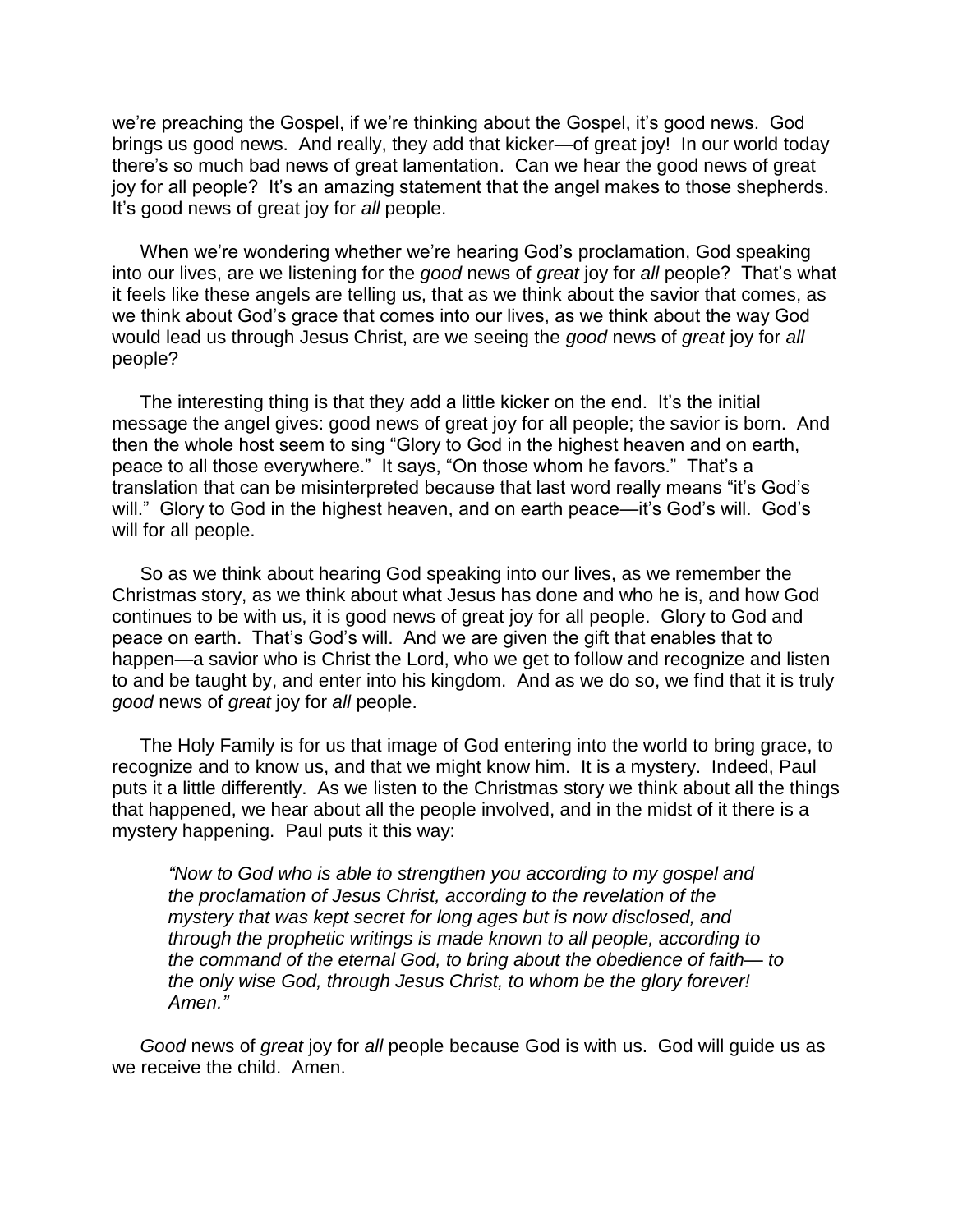we're preaching the Gospel, if we're thinking about the Gospel, it's good news. God brings us good news. And really, they add that kicker—of great joy! In our world today there's so much bad news of great lamentation. Can we hear the good news of great joy for all people? It's an amazing statement that the angel makes to those shepherds. It's good news of great joy for *all* people.

When we're wondering whether we're hearing God's proclamation, God speaking into our lives, are we listening for the *good* news of *great* joy for *all* people? That's what it feels like these angels are telling us, that as we think about the savior that comes, as we think about God's grace that comes into our lives, as we think about the way God would lead us through Jesus Christ, are we seeing the *good* news of *great* joy for *all* people?

The interesting thing is that they add a little kicker on the end. It's the initial message the angel gives: good news of great joy for all people; the savior is born. And then the whole host seem to sing "Glory to God in the highest heaven and on earth, peace to all those everywhere." It says, "On those whom he favors." That's a translation that can be misinterpreted because that last word really means "it's God's will." Glory to God in the highest heaven, and on earth peace—it's God's will. God's will for all people.

So as we think about hearing God speaking into our lives, as we remember the Christmas story, as we think about what Jesus has done and who he is, and how God continues to be with us, it is good news of great joy for all people. Glory to God and peace on earth. That's God's will. And we are given the gift that enables that to happen—a savior who is Christ the Lord, who we get to follow and recognize and listen to and be taught by, and enter into his kingdom. And as we do so, we find that it is truly *good* news of *great* joy for *all* people.

The Holy Family is for us that image of God entering into the world to bring grace, to recognize and to know us, and that we might know him. It is a mystery. Indeed, Paul puts it a little differently. As we listen to the Christmas story we think about all the things that happened, we hear about all the people involved, and in the midst of it there is a mystery happening. Paul puts it this way:

> *"Now to God who is able to strengthen you according to my gospel and the proclamation of Jesus Christ, according to the revelation of the mystery that was kept secret for long ages but is now disclosed, and through the prophetic writings is made known to all people, according to the command of the eternal God, to bring about the obedience of faith— to the only wise God, through Jesus Christ, to whom be the glory forever! Amen."*

*Good* news of *great* joy for *all* people because God is with us. God will guide us as we receive the child. Amen.